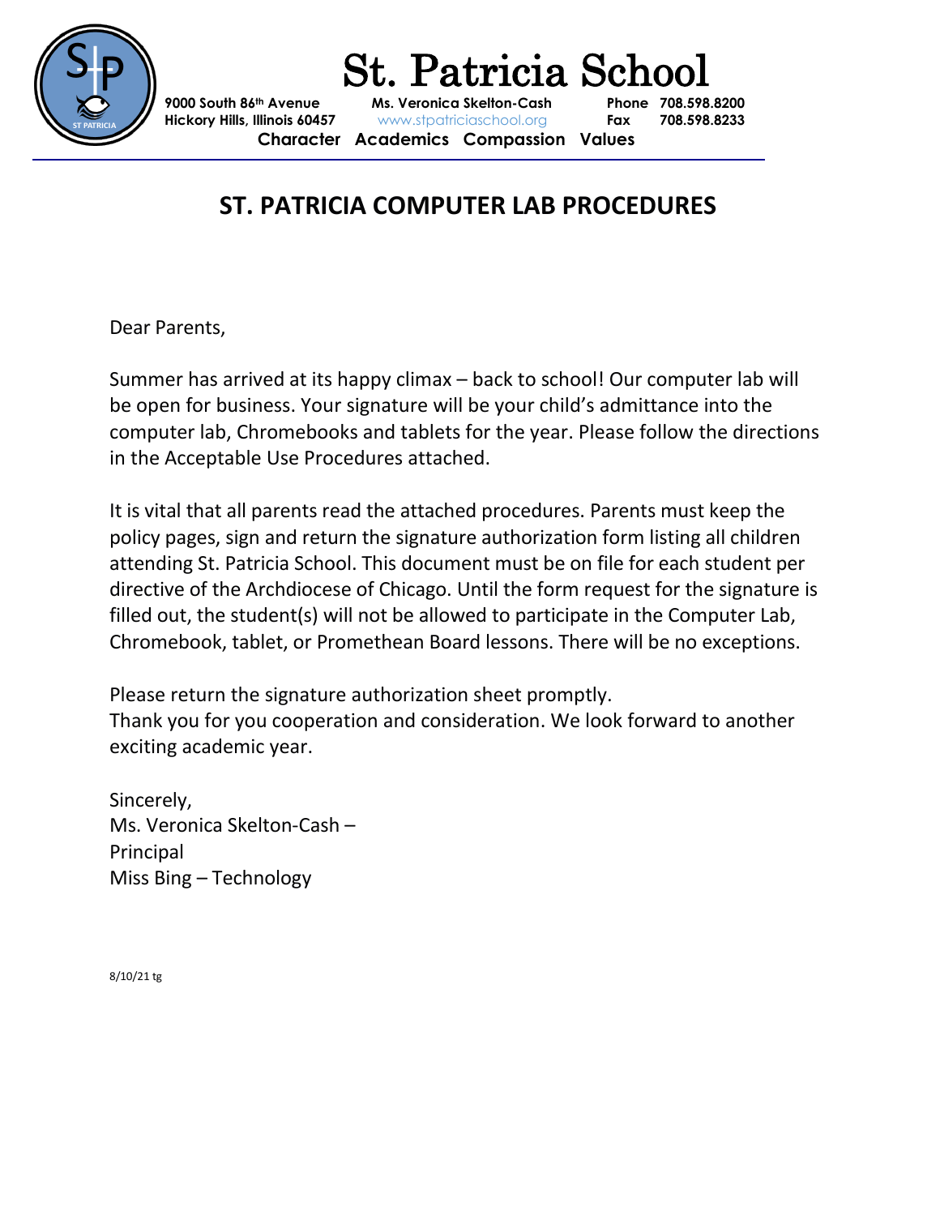# St. Patricia School

9000 South 86th Avenue
Hickory Hills, Illinois 60457

Ms. Veronica Skelton-Cash
www.stpatriciaschool.org

Phone 708.598.8200
Fax 708.598.8233

**Character Academics Compassion Values**

## ST. PATRICIA COMPUTER LAB PROCEDURES

Dear Parents,

Summer has arrived at its happy climax – back to school! Our computer lab will be open for business. Your signature will be your child's admittance into the computer lab, Chromebooks and tablets for the year. Please follow the directions in the Acceptable Use Procedures attached.

It is vital that all parents read the attached procedures. Parents must keep the policy pages, sign and return the signature authorization form listing all children attending St. Patricia School. This document must be on file for each student per directive of the Archdiocese of Chicago. Until the form request for the signature is filled out, the student(s) will not be allowed to participate in the Computer Lab, Chromebook, tablet, or Promethean Board lessons. There will be no exceptions.

Please return the signature authorization sheet promptly.
Thank you for you cooperation and consideration. We look forward to another exciting academic year.

Sincerely,
Ms. Veronica Skelton-Cash –
Principal
Miss Bing – Technology

8/10/21 tg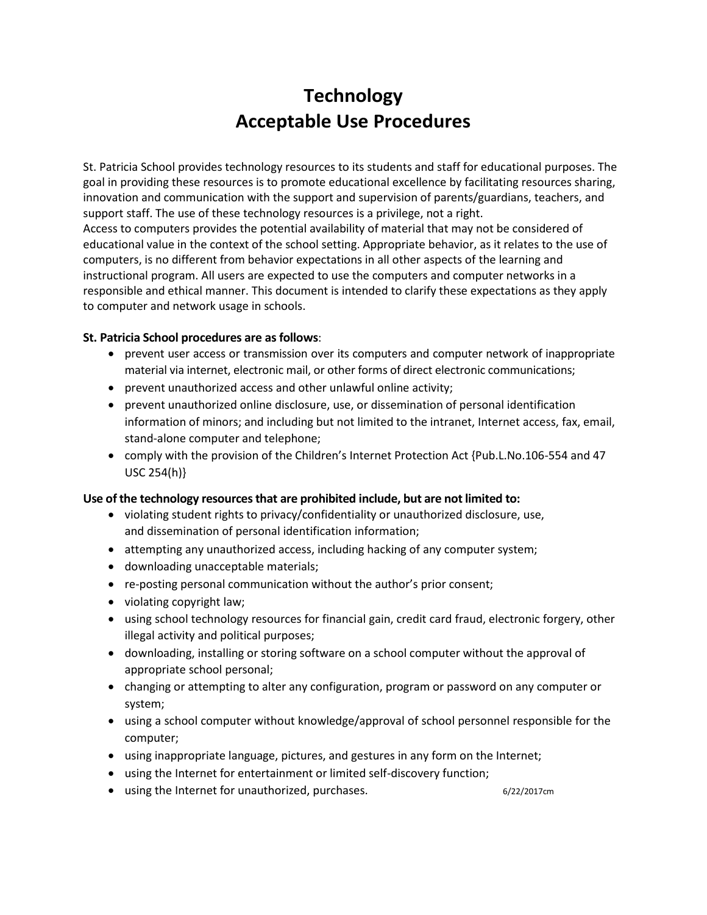# Technology
# Acceptable Use Procedures

St. Patricia School provides technology resources to its students and staff for educational purposes. The goal in providing these resources is to promote educational excellence by facilitating resources sharing, innovation and communication with the support and supervision of parents/guardians, teachers, and support staff. The use of these technology resources is a privilege, not a right.
Access to computers provides the potential availability of material that may not be considered of educational value in the context of the school setting. Appropriate behavior, as it relates to the use of computers, is no different from behavior expectations in all other aspects of the learning and instructional program. All users are expected to use the computers and computer networks in a responsible and ethical manner. This document is intended to clarify these expectations as they apply to computer and network usage in schools.

**St. Patricia School procedures are as follows**:

- prevent user access or transmission over its computers and computer network of inappropriate material via internet, electronic mail, or other forms of direct electronic communications;
- prevent unauthorized access and other unlawful online activity;
- prevent unauthorized online disclosure, use, or dissemination of personal identification information of minors; and including but not limited to the intranet, Internet access, fax, email, stand-alone computer and telephone;
- comply with the provision of the Children's Internet Protection Act {Pub.L.No.106-554 and 47 USC 254(h)}

**Use of the technology resources that are prohibited include, but are not limited to:**

- violating student rights to privacy/confidentiality or unauthorized disclosure, use, and dissemination of personal identification information;
- attempting any unauthorized access, including hacking of any computer system;
- downloading unacceptable materials;
- re-posting personal communication without the author's prior consent;
- violating copyright law;
- using school technology resources for financial gain, credit card fraud, electronic forgery, other illegal activity and political purposes;
- downloading, installing or storing software on a school computer without the approval of appropriate school personal;
- changing or attempting to alter any configuration, program or password on any computer or system;
- using a school computer without knowledge/approval of school personnel responsible for the computer;
- using inappropriate language, pictures, and gestures in any form on the Internet;
- using the Internet for entertainment or limited self-discovery function;
- using the Internet for unauthorized, purchases.

6/22/2017cm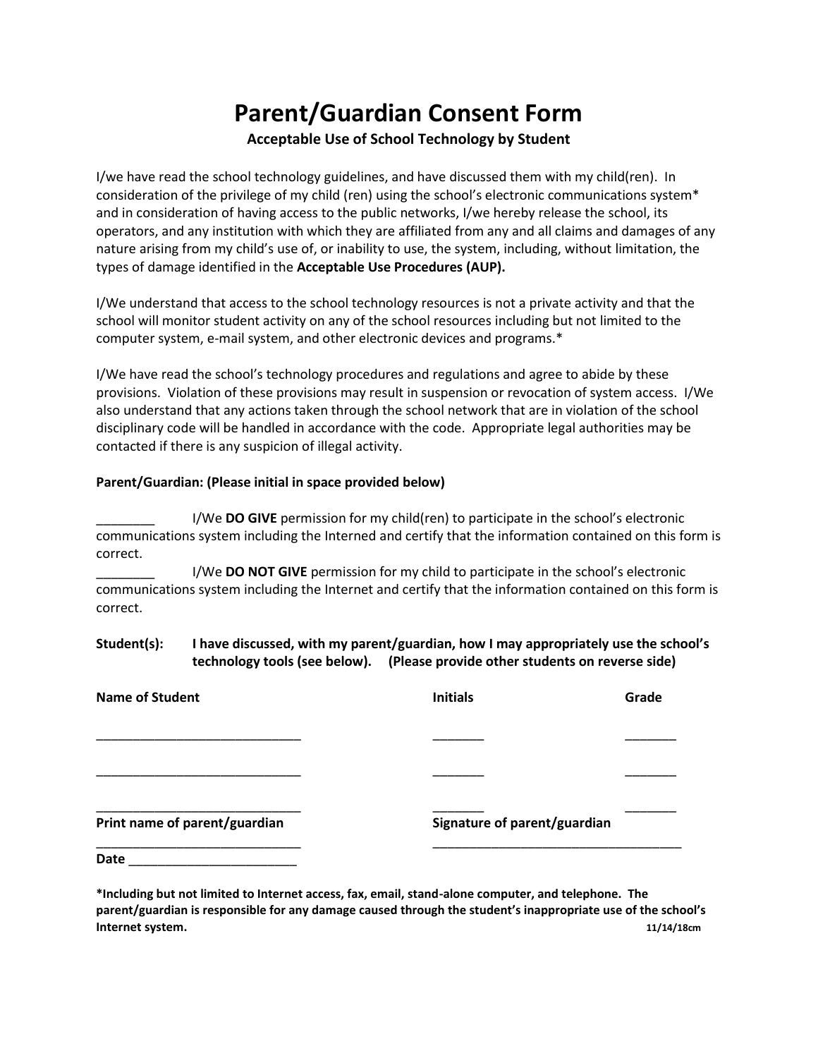# Parent/Guardian Consent Form

### Acceptable Use of School Technology by Student

I/we have read the school technology guidelines, and have discussed them with my child(ren). In consideration of the privilege of my child (ren) using the school's electronic communications system* and in consideration of having access to the public networks, I/we hereby release the school, its operators, and any institution with which they are affiliated from any and all claims and damages of any nature arising from my child's use of, or inability to use, the system, including, without limitation, the types of damage identified in the **Acceptable Use Procedures (AUP).**

I/We understand that access to the school technology resources is not a private activity and that the school will monitor student activity on any of the school resources including but not limited to the computer system, e-mail system, and other electronic devices and programs.*

I/We have read the school's technology procedures and regulations and agree to abide by these provisions. Violation of these provisions may result in suspension or revocation of system access. I/We also understand that any actions taken through the school network that are in violation of the school disciplinary code will be handled in accordance with the code. Appropriate legal authorities may be contacted if there is any suspicion of illegal activity.

**Parent/Guardian: (Please initial in space provided below)**

________ I/We **DO GIVE** permission for my child(ren) to participate in the school's electronic communications system including the Interned and certify that the information contained on this form is correct.

________ I/We **DO NOT GIVE** permission for my child to participate in the school's electronic communications system including the Internet and certify that the information contained on this form is correct.

**Student(s): I have discussed, with my parent/guardian, how I may appropriately use the school's technology tools (see below). (Please provide other students on reverse side)**

| Name of Student | Initials | Grade |
|---|---|---|
| ____________________________ | _______ | _______ |
| ____________________________ | _______ | _______ |
| ____________________________ | _______ | _______ |

**Print name of parent/guardian** ____________________________

**Signature of parent/guardian** ____________________________________

**Date** ________________________

**\*Including but not limited to Internet access, fax, email, stand-alone computer, and telephone. The parent/guardian is responsible for any damage caused through the student's inappropriate use of the school's Internet system.**

**11/14/18cm**